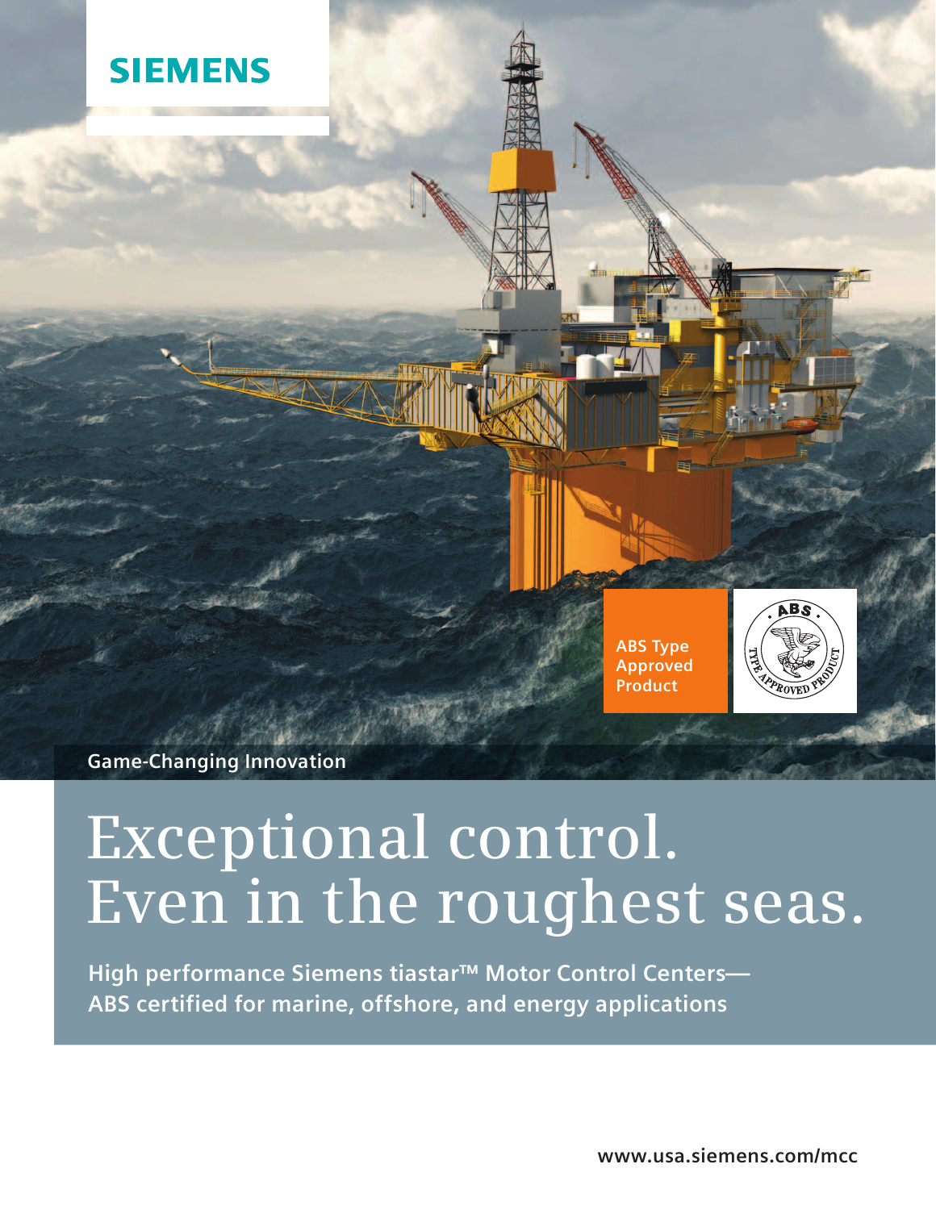SIEMENS

ABS Type Approved Product

Game-Changing Innovation

# Exceptional control. Even in the roughest seas.

**High performance Siemens tiastar™ Motor Control Centers— ABS certified for marine, offshore, and energy applications**

www.usa.siemens.com/mcc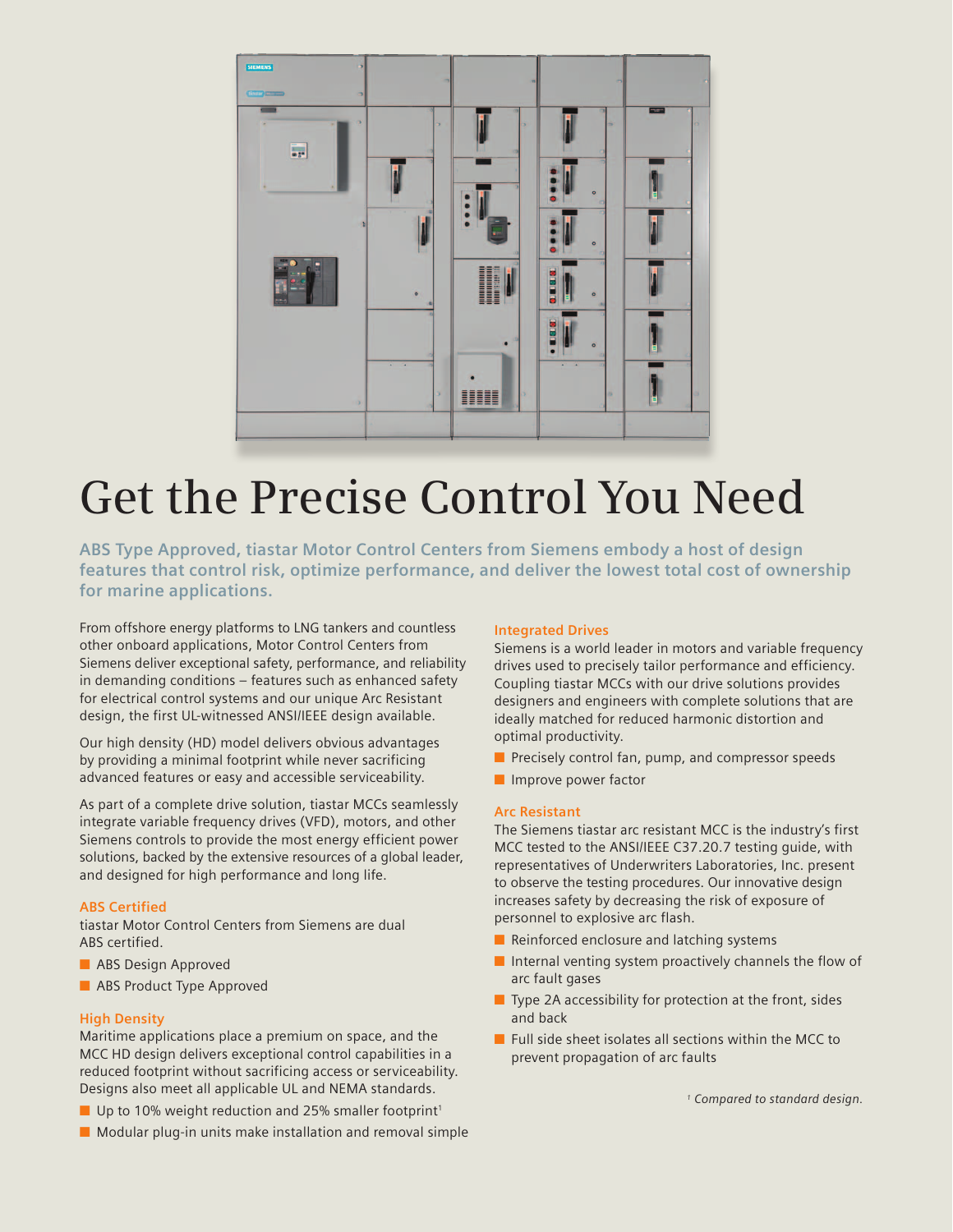# Get the Precise Control You Need

**ABS Type Approved, tiastar Motor Control Centers from Siemens embody a host of design features that control risk, optimize performance, and deliver the lowest total cost of ownership for marine applications.**

From offshore energy platforms to LNG tankers and countless other onboard applications, Motor Control Centers from Siemens deliver exceptional safety, performance, and reliability in demanding conditions – features such as enhanced safety for electrical control systems and our unique Arc Resistant design, the first UL-witnessed ANSI/IEEE design available.

Our high density (HD) model delivers obvious advantages by providing a minimal footprint while never sacrificing advanced features or easy and accessible serviceability.

As part of a complete drive solution, tiastar MCCs seamlessly integrate variable frequency drives (VFD), motors, and other Siemens controls to provide the most energy efficient power solutions, backed by the extensive resources of a global leader, and designed for high performance and long life.

### ABS Certified

tiastar Motor Control Centers from Siemens are dual ABS certified.

- ABS Design Approved
- ABS Product Type Approved

### High Density

Maritime applications place a premium on space, and the MCC HD design delivers exceptional control capabilities in a reduced footprint without sacrificing access or serviceability. Designs also meet all applicable UL and NEMA standards.

- Up to 10% weight reduction and 25% smaller footprint[1]
- Modular plug-in units make installation and removal simple

### Integrated Drives

Siemens is a world leader in motors and variable frequency drives used to precisely tailor performance and efficiency. Coupling tiastar MCCs with our drive solutions provides designers and engineers with complete solutions that are ideally matched for reduced harmonic distortion and optimal productivity.

- Precisely control fan, pump, and compressor speeds
- Improve power factor

### Arc Resistant

The Siemens tiastar arc resistant MCC is the industry's first MCC tested to the ANSI/IEEE C37.20.7 testing guide, with representatives of Underwriters Laboratories, Inc. present to observe the testing procedures. Our innovative design increases safety by decreasing the risk of exposure of personnel to explosive arc flash.

- Reinforced enclosure and latching systems
- Internal venting system proactively channels the flow of arc fault gases
- Type 2A accessibility for protection at the front, sides and back
- Full side sheet isolates all sections within the MCC to prevent propagation of arc faults

*[1] Compared to standard design.*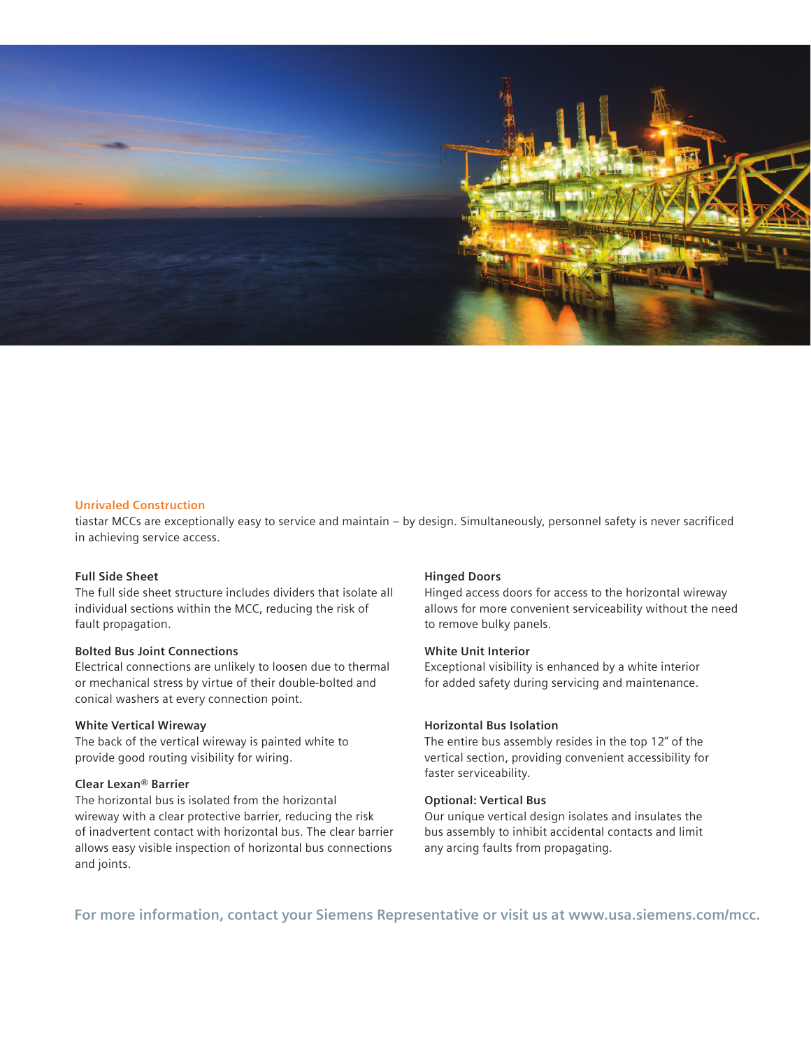## Unrivaled Construction

tiastar MCCs are exceptionally easy to service and maintain – by design. Simultaneously, personnel safety is never sacrificed in achieving service access.

### Full Side Sheet

The full side sheet structure includes dividers that isolate all individual sections within the MCC, reducing the risk of fault propagation.

### Bolted Bus Joint Connections

Electrical connections are unlikely to loosen due to thermal or mechanical stress by virtue of their double-bolted and conical washers at every connection point.

### White Vertical Wireway

The back of the vertical wireway is painted white to provide good routing visibility for wiring.

### Clear Lexan® Barrier

The horizontal bus is isolated from the horizontal wireway with a clear protective barrier, reducing the risk of inadvertent contact with horizontal bus. The clear barrier allows easy visible inspection of horizontal bus connections and joints.

### Hinged Doors

Hinged access doors for access to the horizontal wireway allows for more convenient serviceability without the need to remove bulky panels.

### White Unit Interior

Exceptional visibility is enhanced by a white interior for added safety during servicing and maintenance.

### Horizontal Bus Isolation

The entire bus assembly resides in the top 12" of the vertical section, providing convenient accessibility for faster serviceability.

### Optional: Vertical Bus

Our unique vertical design isolates and insulates the bus assembly to inhibit accidental contacts and limit any arcing faults from propagating.

**For more information, contact your Siemens Representative or visit us at www.usa.siemens.com/mcc.**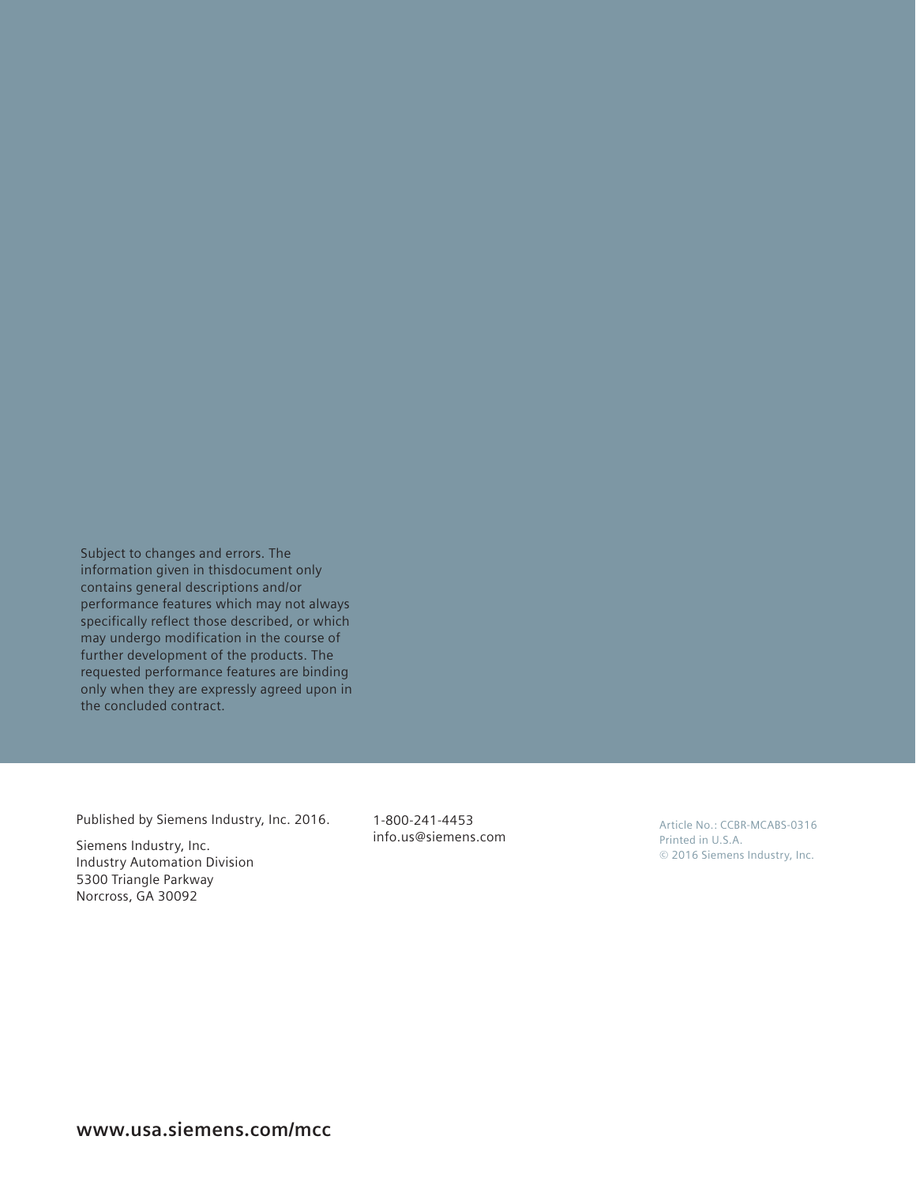Subject to changes and errors. The information given in thisdocument only contains general descriptions and/or performance features which may not always specifically reflect those described, or which may undergo modification in the course of further development of the products. The requested performance features are binding only when they are expressly agreed upon in the concluded contract.

Published by Siemens Industry, Inc. 2016.

Siemens Industry, Inc.
Industry Automation Division
5300 Triangle Parkway
Norcross, GA 30092

1-800-241-4453
info.us@siemens.com

Article No.: CCBR-MCABS-0316
Printed in U.S.A.
© 2016 Siemens Industry, Inc.

**www.usa.siemens.com/mcc**